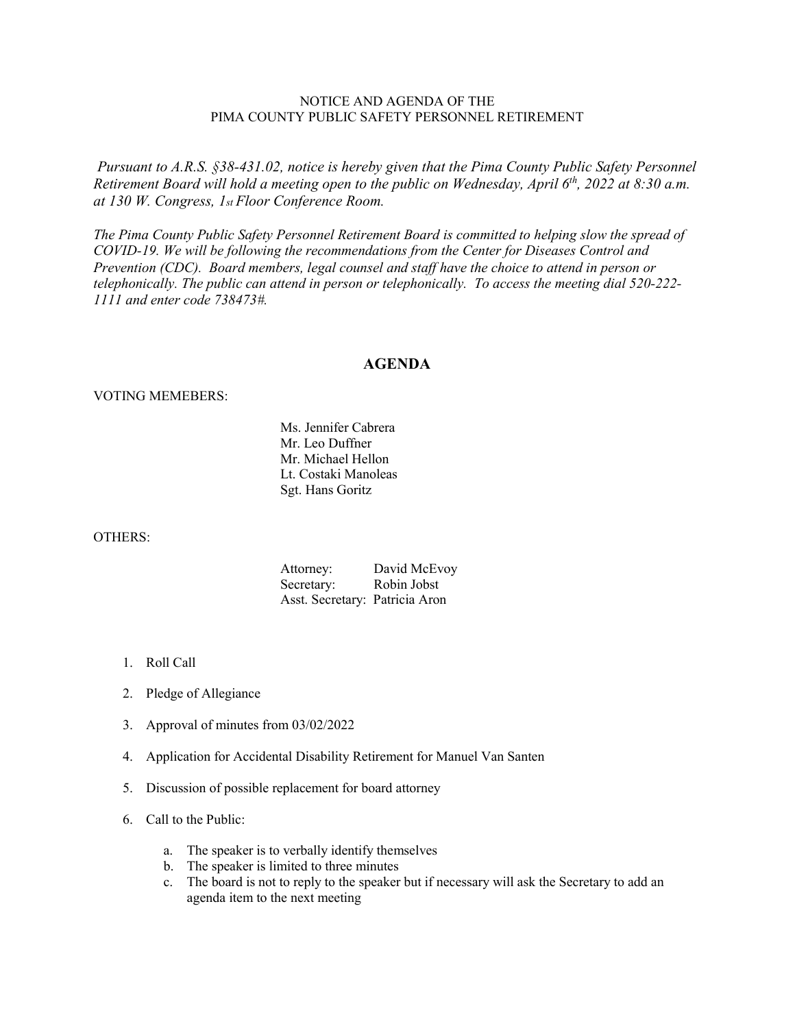NOTICE AND AGENDA OF THE
PIMA COUNTY PUBLIC SAFETY PERSONNEL RETIREMENT

*Pursuant to A.R.S. §38-431.02, notice is hereby given that the Pima County Public Safety Personnel Retirement Board will hold a meeting open to the public on Wednesday, April 6th, 2022 at 8:30 a.m. at 130 W. Congress, 1st Floor Conference Room.*

*The Pima County Public Safety Personnel Retirement Board is committed to helping slow the spread of COVID-19. We will be following the recommendations from the Center for Diseases Control and Prevention (CDC). Board members, legal counsel and staff have the choice to attend in person or telephonically. The public can attend in person or telephonically. To access the meeting dial 520-222-1111 and enter code 738473#.*

## AGENDA

VOTING MEMEBERS:

Ms. Jennifer Cabrera
Mr. Leo Duffner
Mr. Michael Hellon
Lt. Costaki Manoleas
Sgt. Hans Goritz

OTHERS:

Attorney: David McEvoy
Secretary: Robin Jobst
Asst. Secretary: Patricia Aron

1. Roll Call
2. Pledge of Allegiance
3. Approval of minutes from 03/02/2022
4. Application for Accidental Disability Retirement for Manuel Van Santen
5. Discussion of possible replacement for board attorney
6. Call to the Public:
   a. The speaker is to verbally identify themselves
   b. The speaker is limited to three minutes
   c. The board is not to reply to the speaker but if necessary will ask the Secretary to add an agenda item to the next meeting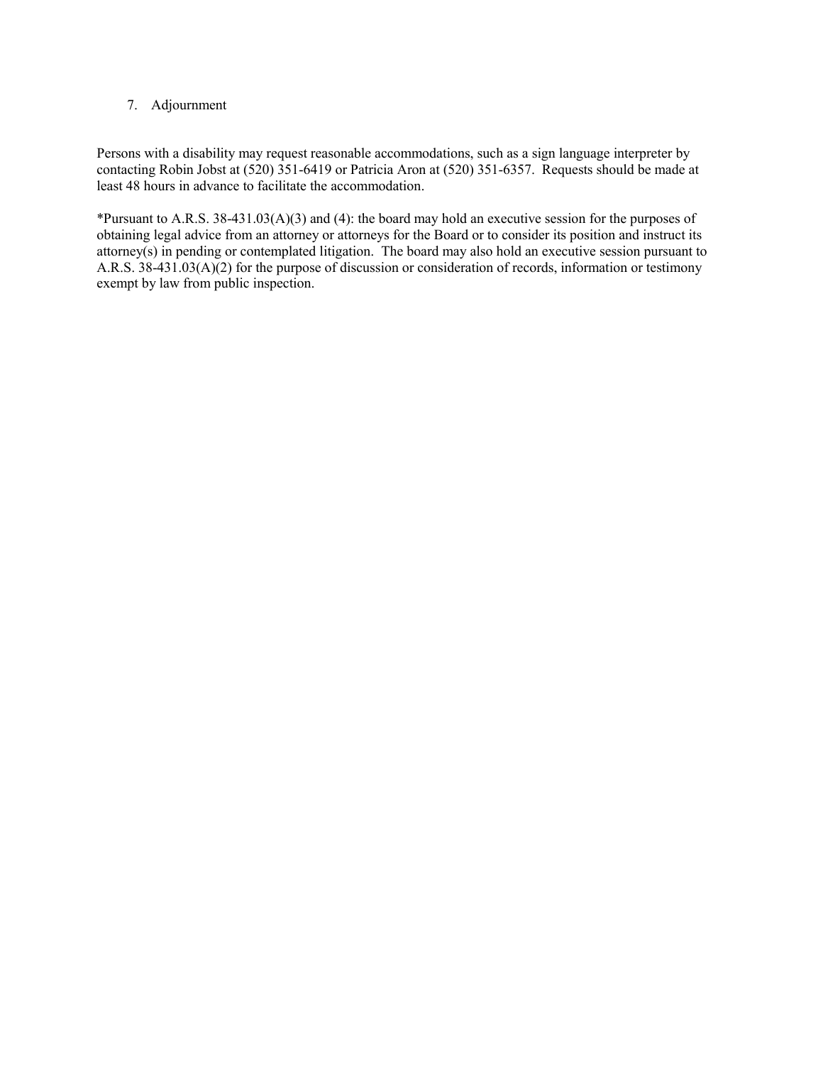7. Adjournment

Persons with a disability may request reasonable accommodations, such as a sign language interpreter by contacting Robin Jobst at (520) 351-6419 or Patricia Aron at (520) 351-6357. Requests should be made at least 48 hours in advance to facilitate the accommodation.

*Pursuant to A.R.S. 38-431.03(A)(3) and (4): the board may hold an executive session for the purposes of obtaining legal advice from an attorney or attorneys for the Board or to consider its position and instruct its attorney(s) in pending or contemplated litigation. The board may also hold an executive session pursuant to A.R.S. 38-431.03(A)(2) for the purpose of discussion or consideration of records, information or testimony exempt by law from public inspection.